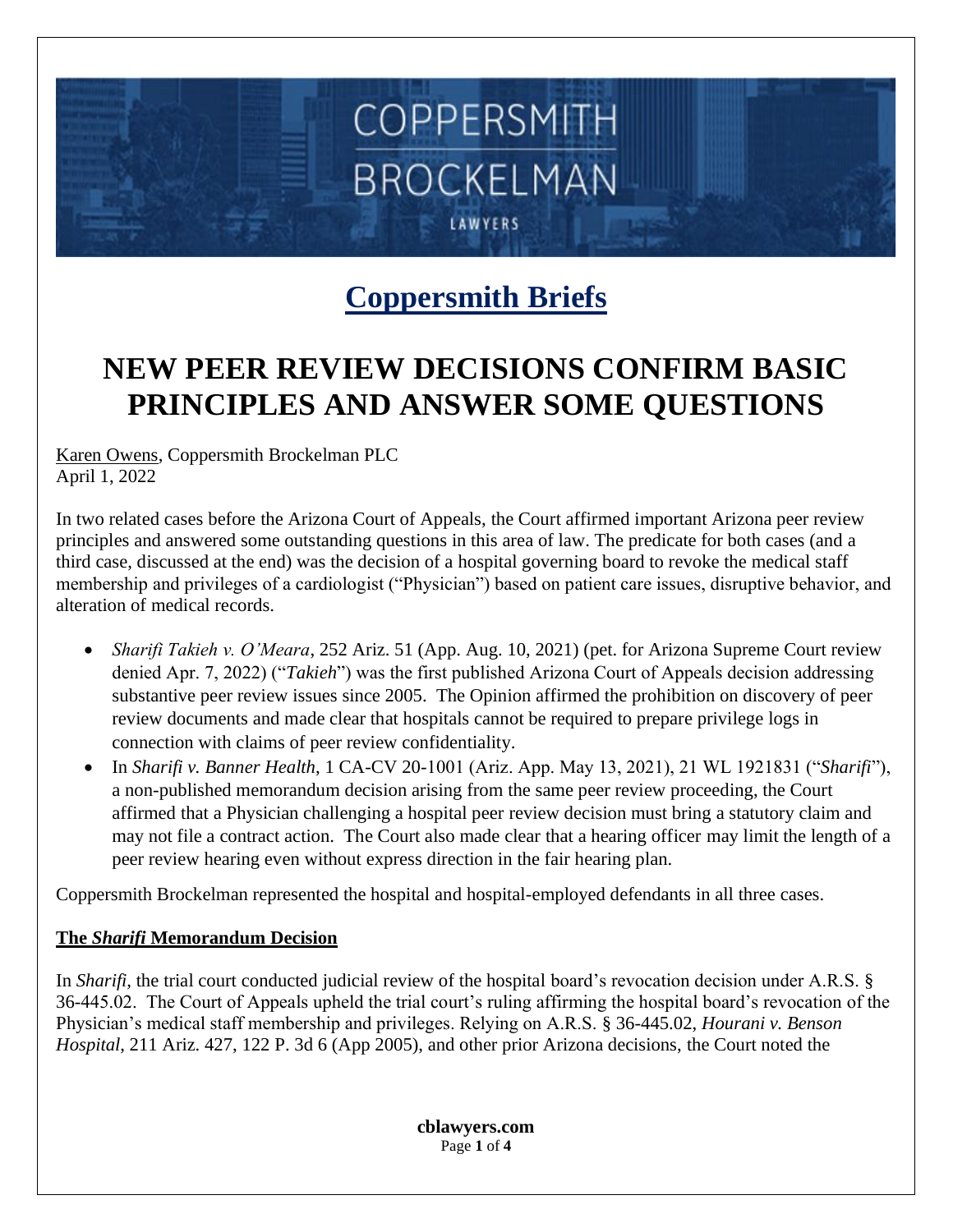COPPERSMITH BROCKELMAN

LAWYERS

# Coppersmith Briefs

# NEW PEER REVIEW DECISIONS CONFIRM BASIC PRINCIPLES AND ANSWER SOME QUESTIONS

Karen Owens, Coppersmith Brockelman PLC
April 1, 2022

In two related cases before the Arizona Court of Appeals, the Court affirmed important Arizona peer review principles and answered some outstanding questions in this area of law. The predicate for both cases (and a third case, discussed at the end) was the decision of a hospital governing board to revoke the medical staff membership and privileges of a cardiologist ("Physician") based on patient care issues, disruptive behavior, and alteration of medical records.

- *Sharifi Takieh v. O'Meara*, 252 Ariz. 51 (App. Aug. 10, 2021) (pet. for Arizona Supreme Court review denied Apr. 7, 2022) ("*Takieh*") was the first published Arizona Court of Appeals decision addressing substantive peer review issues since 2005. The Opinion affirmed the prohibition on discovery of peer review documents and made clear that hospitals cannot be required to prepare privilege logs in connection with claims of peer review confidentiality.
- In *Sharifi v. Banner Health*, 1 CA-CV 20-1001 (Ariz. App. May 13, 2021), 21 WL 1921831 ("*Sharifi*"), a non-published memorandum decision arising from the same peer review proceeding, the Court affirmed that a Physician challenging a hospital peer review decision must bring a statutory claim and may not file a contract action. The Court also made clear that a hearing officer may limit the length of a peer review hearing even without express direction in the fair hearing plan.

Coppersmith Brockelman represented the hospital and hospital-employed defendants in all three cases.

**The *Sharifi* Memorandum Decision**

In *Sharifi*, the trial court conducted judicial review of the hospital board's revocation decision under A.R.S. § 36-445.02. The Court of Appeals upheld the trial court's ruling affirming the hospital board's revocation of the Physician's medical staff membership and privileges. Relying on A.R.S. § 36-445.02, *Hourani v. Benson Hospital*, 211 Ariz. 427, 122 P. 3d 6 (App 2005), and other prior Arizona decisions, the Court noted the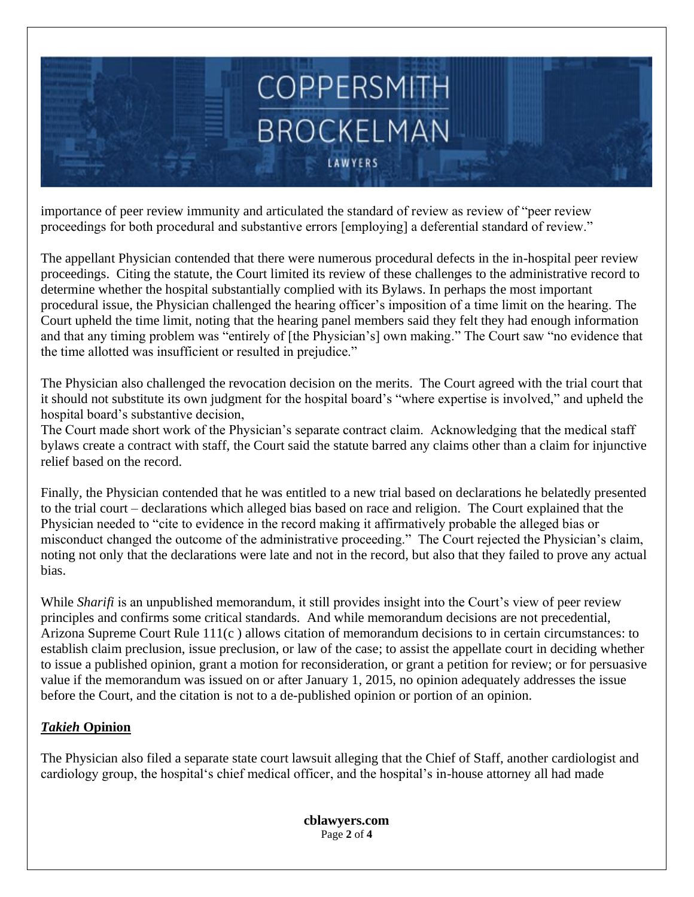importance of peer review immunity and articulated the standard of review as review of "peer review proceedings for both procedural and substantive errors [employing] a deferential standard of review."

The appellant Physician contended that there were numerous procedural defects in the in-hospital peer review proceedings. Citing the statute, the Court limited its review of these challenges to the administrative record to determine whether the hospital substantially complied with its Bylaws. In perhaps the most important procedural issue, the Physician challenged the hearing officer's imposition of a time limit on the hearing. The Court upheld the time limit, noting that the hearing panel members said they felt they had enough information and that any timing problem was "entirely of [the Physician's] own making." The Court saw "no evidence that the time allotted was insufficient or resulted in prejudice."

The Physician also challenged the revocation decision on the merits. The Court agreed with the trial court that it should not substitute its own judgment for the hospital board's "where expertise is involved," and upheld the hospital board's substantive decision,
The Court made short work of the Physician's separate contract claim. Acknowledging that the medical staff bylaws create a contract with staff, the Court said the statute barred any claims other than a claim for injunctive relief based on the record.

Finally, the Physician contended that he was entitled to a new trial based on declarations he belatedly presented to the trial court – declarations which alleged bias based on race and religion. The Court explained that the Physician needed to "cite to evidence in the record making it affirmatively probable the alleged bias or misconduct changed the outcome of the administrative proceeding." The Court rejected the Physician's claim, noting not only that the declarations were late and not in the record, but also that they failed to prove any actual bias.

While *Sharifi* is an unpublished memorandum, it still provides insight into the Court's view of peer review principles and confirms some critical standards. And while memorandum decisions are not precedential, Arizona Supreme Court Rule 111(c ) allows citation of memorandum decisions to in certain circumstances: to establish claim preclusion, issue preclusion, or law of the case; to assist the appellate court in deciding whether to issue a published opinion, grant a motion for reconsideration, or grant a petition for review; or for persuasive value if the memorandum was issued on or after January 1, 2015, no opinion adequately addresses the issue before the Court, and the citation is not to a de-published opinion or portion of an opinion.

## ***Takieh* Opinion**

The Physician also filed a separate state court lawsuit alleging that the Chief of Staff, another cardiologist and cardiology group, the hospital's chief medical officer, and the hospital's in-house attorney all had made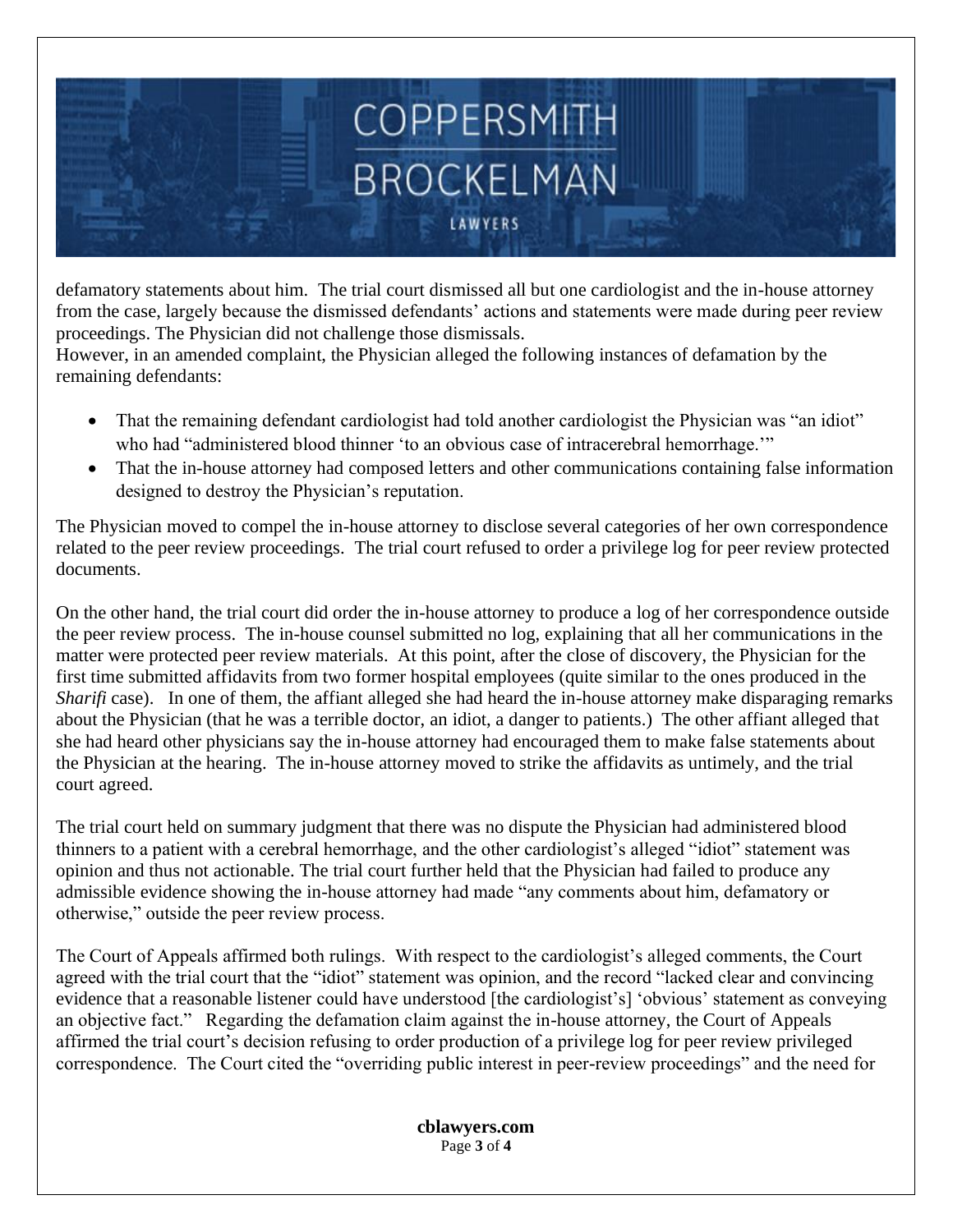defamatory statements about him. The trial court dismissed all but one cardiologist and the in-house attorney from the case, largely because the dismissed defendants' actions and statements were made during peer review proceedings. The Physician did not challenge those dismissals.

However, in an amended complaint, the Physician alleged the following instances of defamation by the remaining defendants:

- That the remaining defendant cardiologist had told another cardiologist the Physician was "an idiot" who had "administered blood thinner 'to an obvious case of intracerebral hemorrhage.'"
- That the in-house attorney had composed letters and other communications containing false information designed to destroy the Physician's reputation.

The Physician moved to compel the in-house attorney to disclose several categories of her own correspondence related to the peer review proceedings. The trial court refused to order a privilege log for peer review protected documents.

On the other hand, the trial court did order the in-house attorney to produce a log of her correspondence outside the peer review process. The in-house counsel submitted no log, explaining that all her communications in the matter were protected peer review materials. At this point, after the close of discovery, the Physician for the first time submitted affidavits from two former hospital employees (quite similar to the ones produced in the *Sharifi* case). In one of them, the affiant alleged she had heard the in-house attorney make disparaging remarks about the Physician (that he was a terrible doctor, an idiot, a danger to patients.) The other affiant alleged that she had heard other physicians say the in-house attorney had encouraged them to make false statements about the Physician at the hearing. The in-house attorney moved to strike the affidavits as untimely, and the trial court agreed.

The trial court held on summary judgment that there was no dispute the Physician had administered blood thinners to a patient with a cerebral hemorrhage, and the other cardiologist's alleged "idiot" statement was opinion and thus not actionable. The trial court further held that the Physician had failed to produce any admissible evidence showing the in-house attorney had made "any comments about him, defamatory or otherwise," outside the peer review process.

The Court of Appeals affirmed both rulings. With respect to the cardiologist's alleged comments, the Court agreed with the trial court that the "idiot" statement was opinion, and the record "lacked clear and convincing evidence that a reasonable listener could have understood [the cardiologist's] 'obvious' statement as conveying an objective fact." Regarding the defamation claim against the in-house attorney, the Court of Appeals affirmed the trial court's decision refusing to order production of a privilege log for peer review privileged correspondence. The Court cited the "overriding public interest in peer-review proceedings" and the need for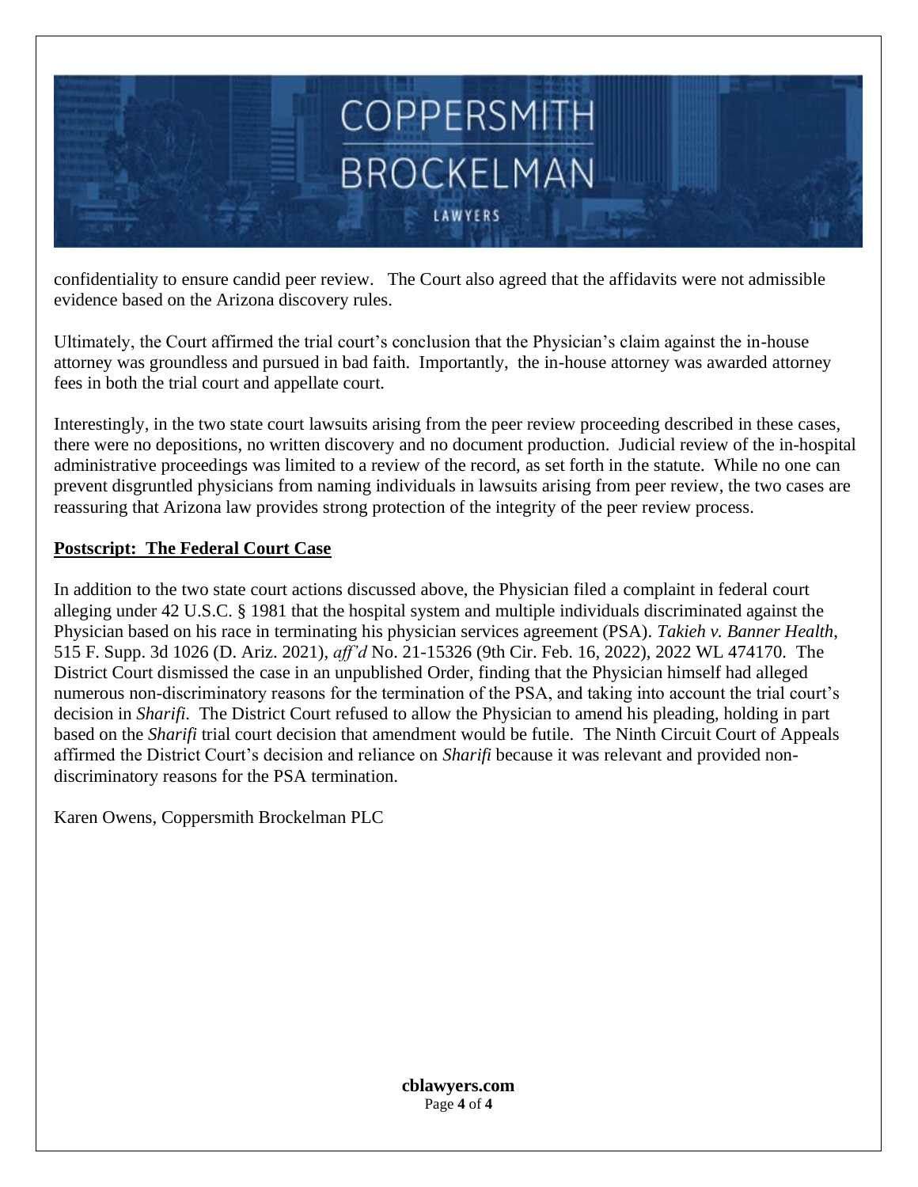confidentiality to ensure candid peer review. The Court also agreed that the affidavits were not admissible evidence based on the Arizona discovery rules.

Ultimately, the Court affirmed the trial court's conclusion that the Physician's claim against the in-house attorney was groundless and pursued in bad faith. Importantly, the in-house attorney was awarded attorney fees in both the trial court and appellate court.

Interestingly, in the two state court lawsuits arising from the peer review proceeding described in these cases, there were no depositions, no written discovery and no document production. Judicial review of the in-hospital administrative proceedings was limited to a review of the record, as set forth in the statute. While no one can prevent disgruntled physicians from naming individuals in lawsuits arising from peer review, the two cases are reassuring that Arizona law provides strong protection of the integrity of the peer review process.

**Postscript: The Federal Court Case**

In addition to the two state court actions discussed above, the Physician filed a complaint in federal court alleging under 42 U.S.C. § 1981 that the hospital system and multiple individuals discriminated against the Physician based on his race in terminating his physician services agreement (PSA). *Takieh v. Banner Health*, 515 F. Supp. 3d 1026 (D. Ariz. 2021), *aff'd* No. 21-15326 (9th Cir. Feb. 16, 2022), 2022 WL 474170. The District Court dismissed the case in an unpublished Order, finding that the Physician himself had alleged numerous non-discriminatory reasons for the termination of the PSA, and taking into account the trial court's decision in *Sharifi*. The District Court refused to allow the Physician to amend his pleading, holding in part based on the *Sharifi* trial court decision that amendment would be futile. The Ninth Circuit Court of Appeals affirmed the District Court's decision and reliance on *Sharifi* because it was relevant and provided non-discriminatory reasons for the PSA termination.

Karen Owens, Coppersmith Brockelman PLC